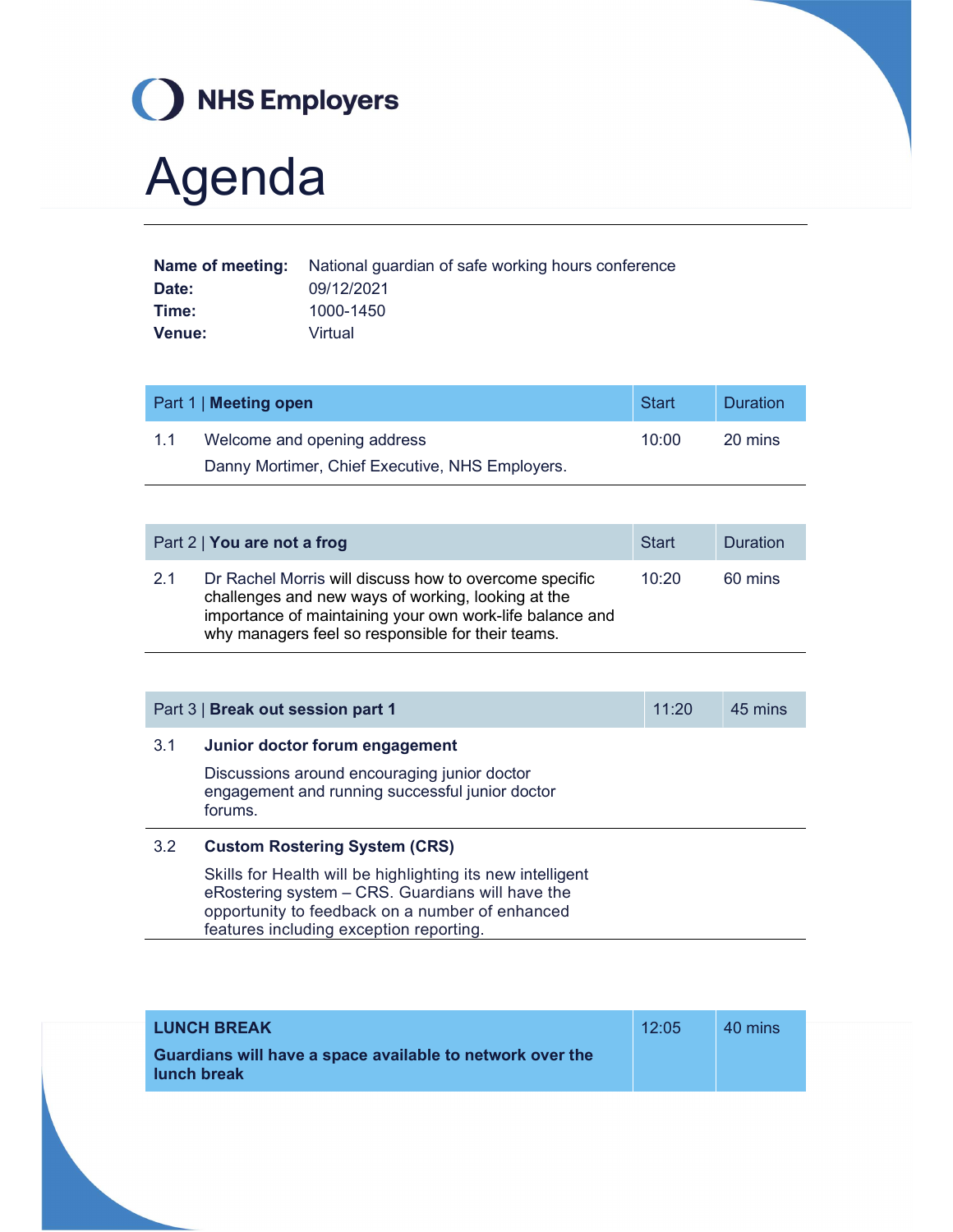NHS Employers

# Agenda

**Name of meeting:** National guardian of safe working hours conference
**Date:** 09/12/2021
**Time:** 1000-1450
**Venue:** Virtual

| Part 1 \| **Meeting open** | | Start | Duration |
|---|---|---|---|
| 1.1 | Welcome and opening address<br>Danny Mortimer, Chief Executive, NHS Employers. | 10:00 | 20 mins |

| Part 2 \| **You are not a frog** | | Start | Duration |
|---|---|---|---|
| 2.1 | Dr Rachel Morris will discuss how to overcome specific challenges and new ways of working, looking at the importance of maintaining your own work-life balance and why managers feel so responsible for their teams. | 10:20 | 60 mins |

| Part 3 \| **Break out session part 1** | | 11:20 | 45 mins |
|---|---|---|---|
| 3.1 | **Junior doctor forum engagement**<br>Discussions around encouraging junior doctor engagement and running successful junior doctor forums. | | |
| 3.2 | **Custom Rostering System (CRS)**<br>Skills for Health will be highlighting its new intelligent eRostering system – CRS. Guardians will have the opportunity to feedback on a number of enhanced features including exception reporting. | | |

| **LUNCH BREAK**<br>**Guardians will have a space available to network over the lunch break** | 12:05 | 40 mins |
|---|---|---|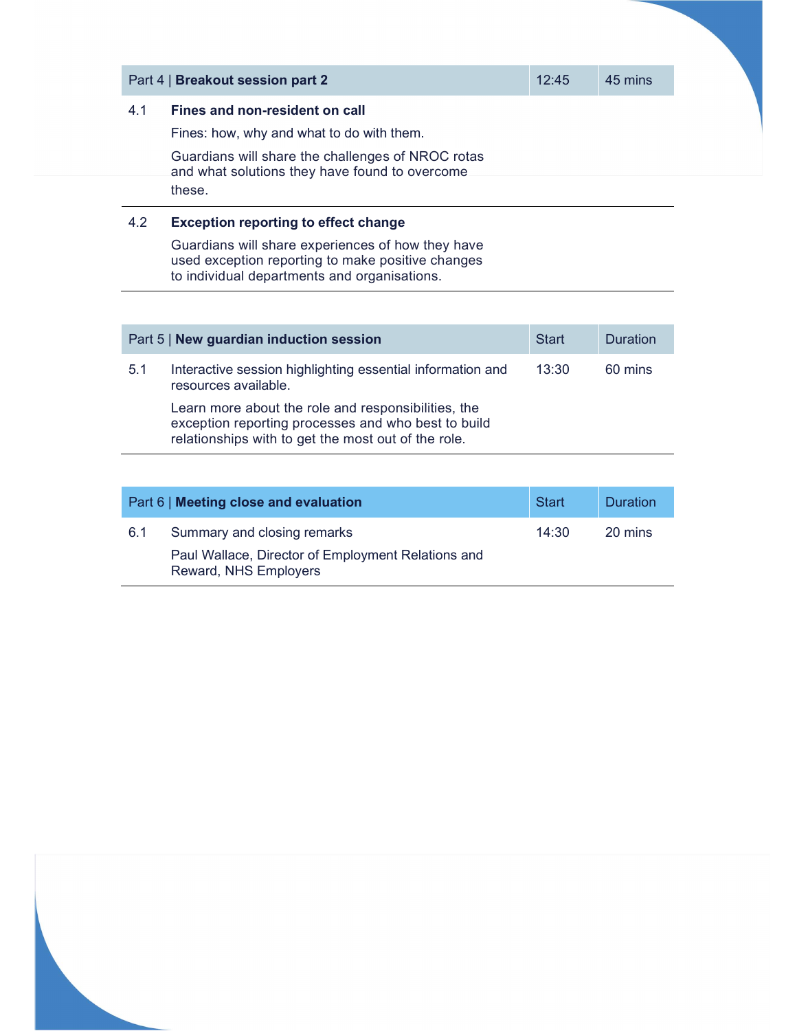| Part 4 \| **Breakout session part 2** | | 12:45 | 45 mins |
|---|---|---|---|
| 4.1 | **Fines and non-resident on call**<br>Fines: how, why and what to do with them.<br>Guardians will share the challenges of NROC rotas and what solutions they have found to overcome these. | | |
| 4.2 | **Exception reporting to effect change**<br>Guardians will share experiences of how they have used exception reporting to make positive changes to individual departments and organisations. | | |

| Part 5 \| **New guardian induction session** | | Start | Duration |
|---|---|---|---|
| 5.1 | Interactive session highlighting essential information and resources available.<br>Learn more about the role and responsibilities, the exception reporting processes and who best to build relationships with to get the most out of the role. | 13:30 | 60 mins |

| Part 6 \| **Meeting close and evaluation** | | Start | Duration |
|---|---|---|---|
| 6.1 | Summary and closing remarks<br>Paul Wallace, Director of Employment Relations and Reward, NHS Employers | 14:30 | 20 mins |